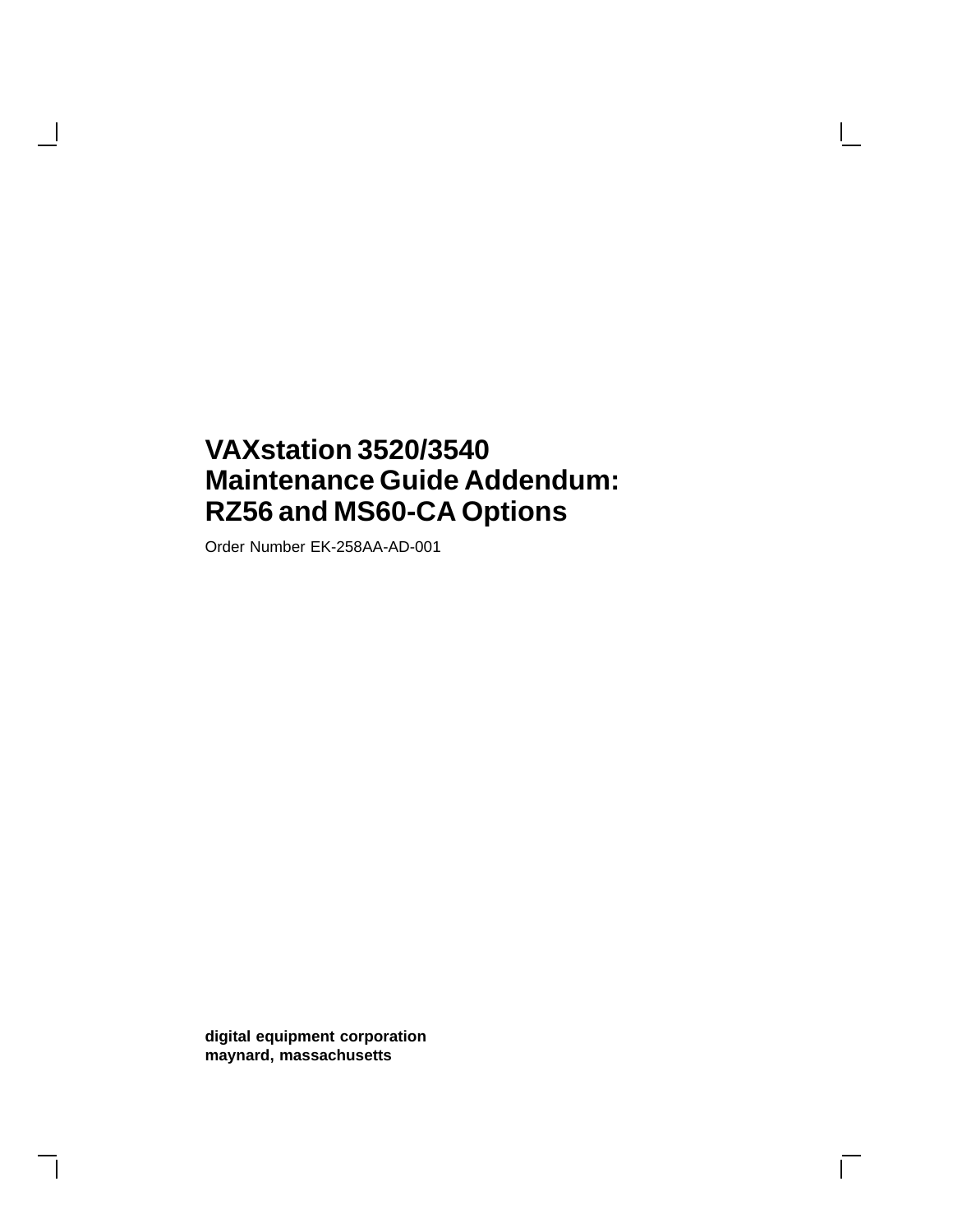# VAXstation 3520/3540 Maintenance Guide Addendum: RZ56 and MS60-CA Options

Order Number EK-258AA-AD-001

**digital equipment corporation**
**maynard, massachusetts**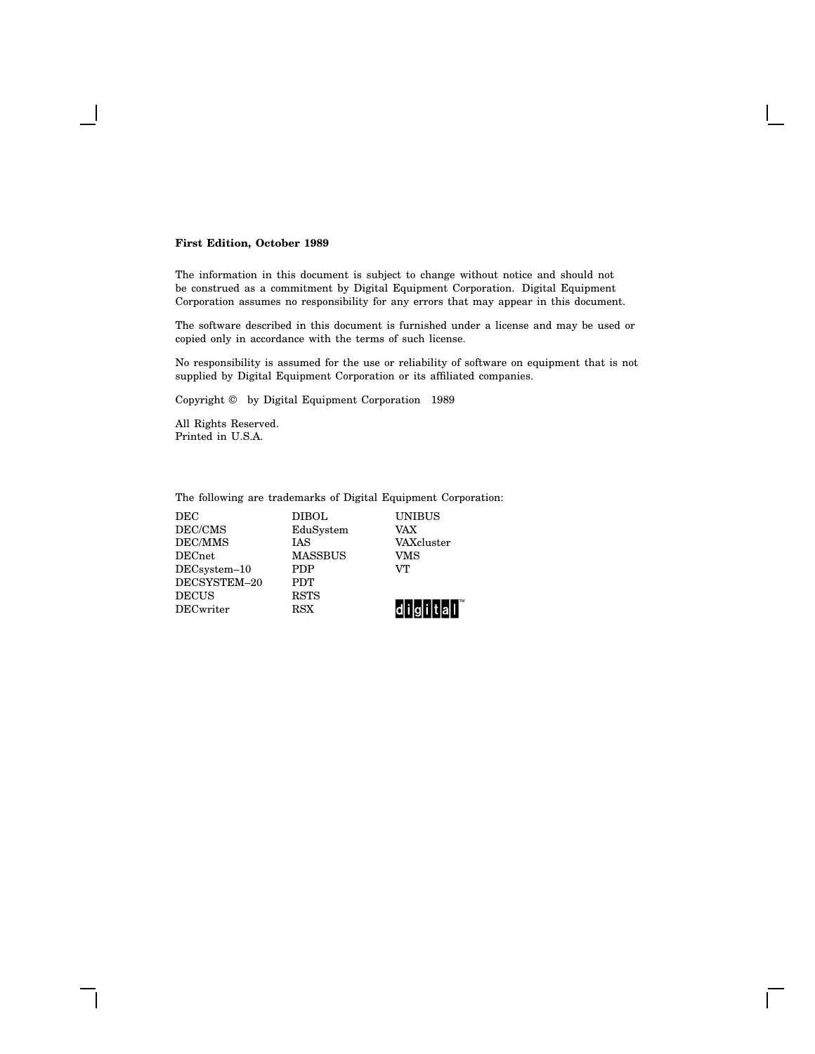**First Edition, October 1989**

The information in this document is subject to change without notice and should not be construed as a commitment by Digital Equipment Corporation. Digital Equipment Corporation assumes no responsibility for any errors that may appear in this document.

The software described in this document is furnished under a license and may be used or copied only in accordance with the terms of such license.

No responsibility is assumed for the use or reliability of software on equipment that is not supplied by Digital Equipment Corporation or its affiliated companies.

Copyright © by Digital Equipment Corporation 1989

All Rights Reserved.
Printed in U.S.A.

The following are trademarks of Digital Equipment Corporation:

| | | |
|---|---|---|
| DEC | DIBOL | UNIBUS |
| DEC/CMS | EduSystem | VAX |
| DEC/MMS | IAS | VAXcluster |
| DECnet | MASSBUS | VMS |
| DECsystem–10 | PDP | VT |
| DECSYSTEM–20 | PDT | |
| DECUS | RSTS | |
| DECwriter | RSX | digital™ |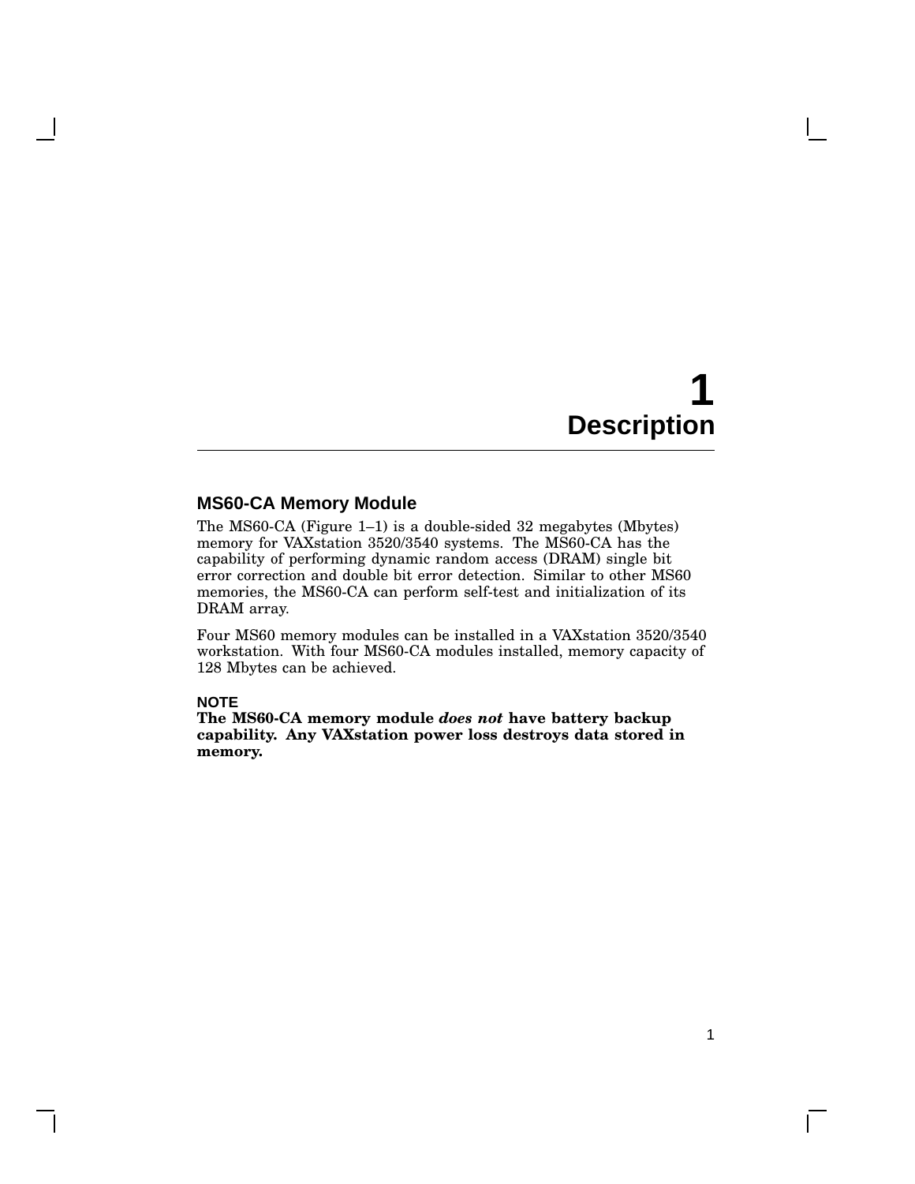# 1 Description

## MS60-CA Memory Module

The MS60-CA (Figure 1–1) is a double-sided 32 megabytes (Mbytes) memory for VAXstation 3520/3540 systems. The MS60-CA has the capability of performing dynamic random access (DRAM) single bit error correction and double bit error detection. Similar to other MS60 memories, the MS60-CA can perform self-test and initialization of its DRAM array.

Four MS60 memory modules can be installed in a VAXstation 3520/3540 workstation. With four MS60-CA modules installed, memory capacity of 128 Mbytes can be achieved.

**NOTE**

**The MS60-CA memory module *does not* have battery backup capability. Any VAXstation power loss destroys data stored in memory.**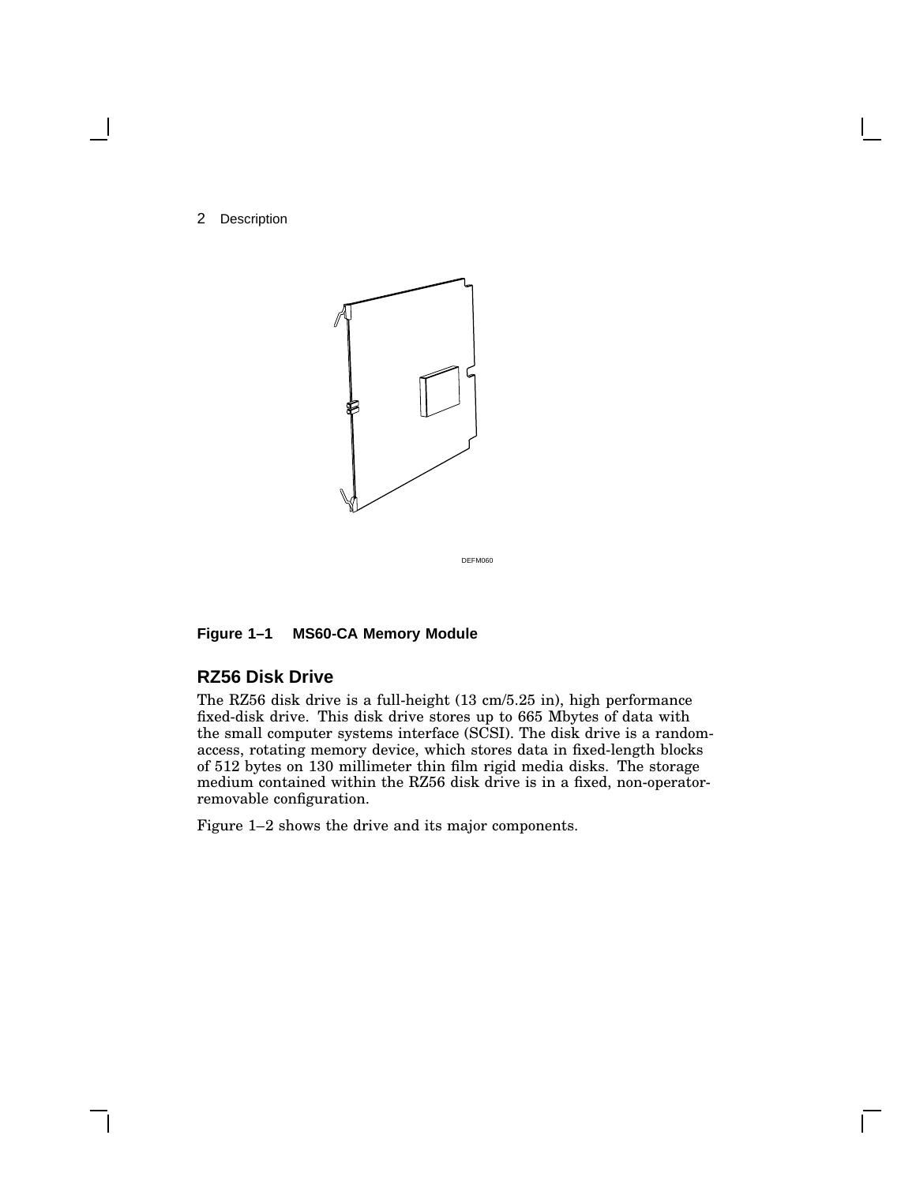DEFM060

Figure 1–1 MS60-CA Memory Module

## RZ56 Disk Drive

The RZ56 disk drive is a full-height (13 cm/5.25 in), high performance fixed-disk drive. This disk drive stores up to 665 Mbytes of data with the small computer systems interface (SCSI). The disk drive is a random-access, rotating memory device, which stores data in fixed-length blocks of 512 bytes on 130 millimeter thin film rigid media disks. The storage medium contained within the RZ56 disk drive is in a fixed, non-operator-removable configuration.

Figure 1–2 shows the drive and its major components.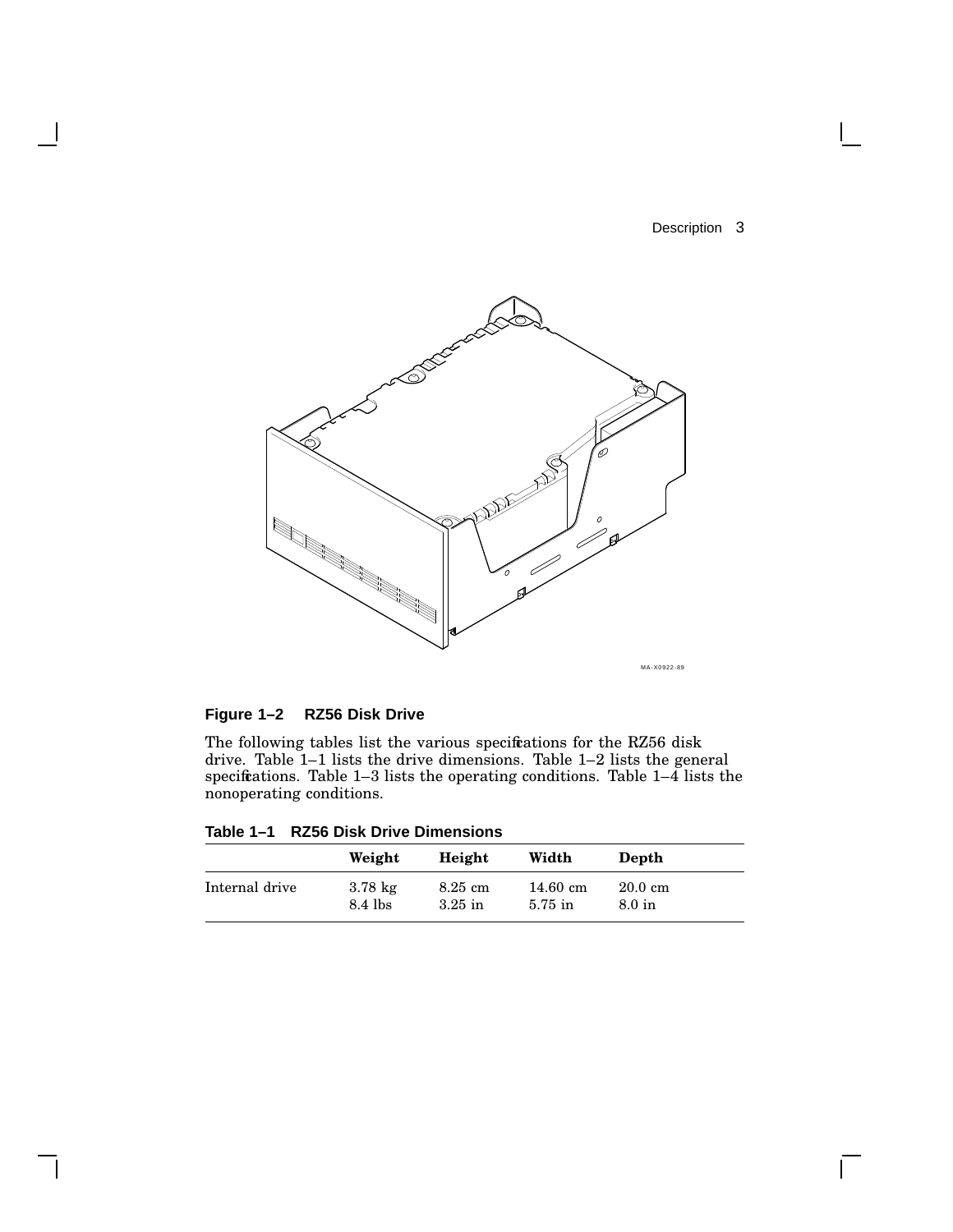MA-X0922-89

**Figure 1–2 RZ56 Disk Drive**

The following tables list the various specifications for the RZ56 disk drive. Table 1–1 lists the drive dimensions. Table 1–2 lists the general specifications. Table 1–3 lists the operating conditions. Table 1–4 lists the nonoperating conditions.

**Table 1–1 RZ56 Disk Drive Dimensions**

| | Weight | Height | Width | Depth |
|---|---|---|---|---|
| Internal drive | 3.78 kg<br>8.4 lbs | 8.25 cm<br>3.25 in | 14.60 cm<br>5.75 in | 20.0 cm<br>8.0 in |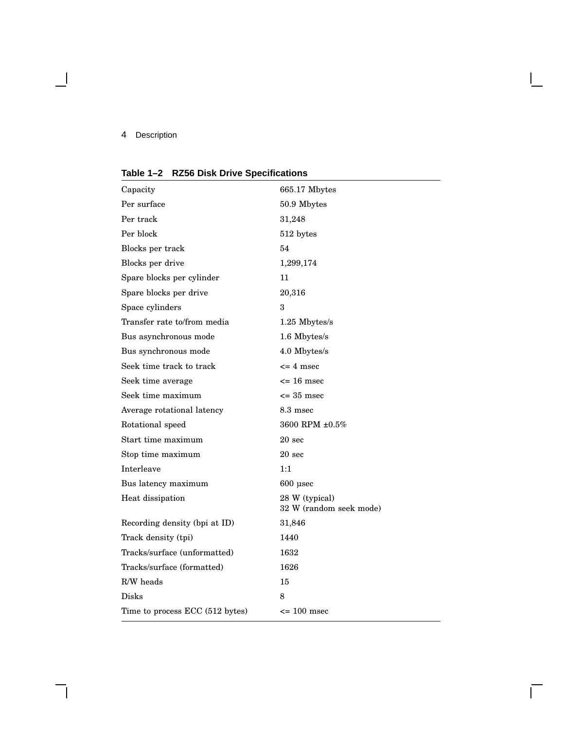**Table 1–2 RZ56 Disk Drive Specifications**

| | |
|---|---|
| Capacity | 665.17 Mbytes |
| Per surface | 50.9 Mbytes |
| Per track | 31,248 |
| Per block | 512 bytes |
| Blocks per track | 54 |
| Blocks per drive | 1,299,174 |
| Spare blocks per cylinder | 11 |
| Spare blocks per drive | 20,316 |
| Space cylinders | 3 |
| Transfer rate to/from media | 1.25 Mbytes/s |
| Bus asynchronous mode | 1.6 Mbytes/s |
| Bus synchronous mode | 4.0 Mbytes/s |
| Seek time track to track | <= 4 msec |
| Seek time average | <= 16 msec |
| Seek time maximum | <= 35 msec |
| Average rotational latency | 8.3 msec |
| Rotational speed | 3600 RPM ±0.5% |
| Start time maximum | 20 sec |
| Stop time maximum | 20 sec |
| Interleave | 1:1 |
| Bus latency maximum | 600 µsec |
| Heat dissipation | 28 W (typical)<br>32 W (random seek mode) |
| Recording density (bpi at ID) | 31,846 |
| Track density (tpi) | 1440 |
| Tracks/surface (unformatted) | 1632 |
| Tracks/surface (formatted) | 1626 |
| R/W heads | 15 |
| Disks | 8 |
| Time to process ECC (512 bytes) | <= 100 msec |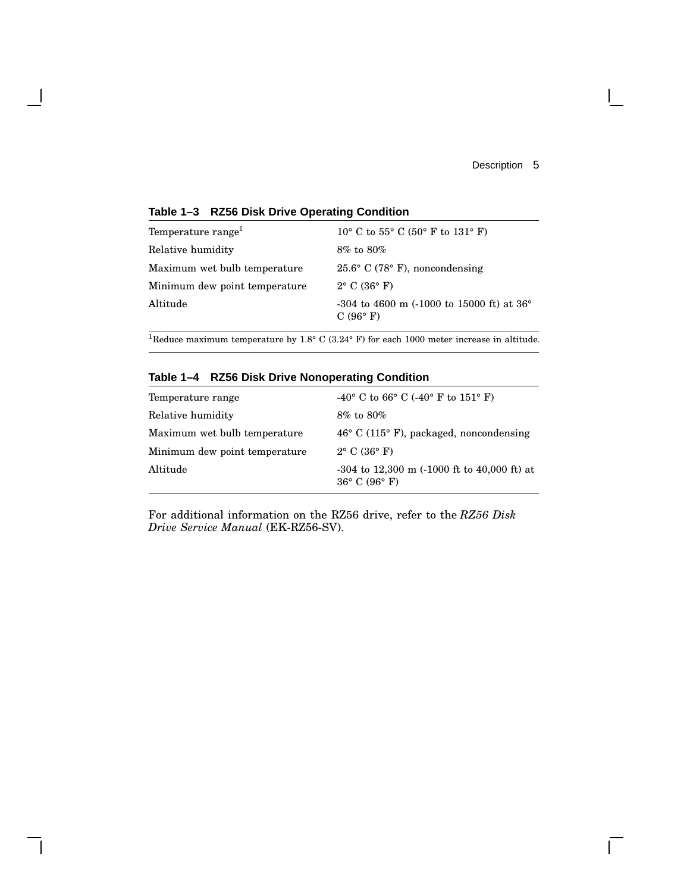**Table 1–3 RZ56 Disk Drive Operating Condition**

| | |
|---|---|
| Temperature range[1] | 10° C to 55° C (50° F to 131° F) |
| Relative humidity | 8% to 80% |
| Maximum wet bulb temperature | 25.6° C (78° F), noncondensing |
| Minimum dew point temperature | 2° C (36° F) |
| Altitude | -304 to 4600 m (-1000 to 15000 ft) at 36° C (96° F) |

[1]Reduce maximum temperature by 1.8° C (3.24° F) for each 1000 meter increase in altitude.

**Table 1–4 RZ56 Disk Drive Nonoperating Condition**

| | |
|---|---|
| Temperature range | -40° C to 66° C (-40° F to 151° F) |
| Relative humidity | 8% to 80% |
| Maximum wet bulb temperature | 46° C (115° F), packaged, noncondensing |
| Minimum dew point temperature | 2° C (36° F) |
| Altitude | -304 to 12,300 m (-1000 ft to 40,000 ft) at 36° C (96° F) |

For additional information on the RZ56 drive, refer to the *RZ56 Disk Drive Service Manual* (EK-RZ56-SV).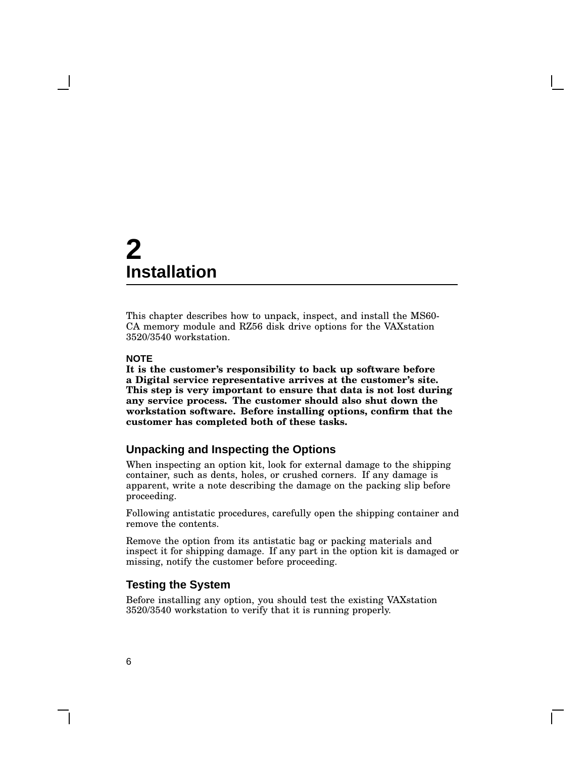# 2 Installation

This chapter describes how to unpack, inspect, and install the MS60-CA memory module and RZ56 disk drive options for the VAXstation 3520/3540 workstation.

**NOTE**

**It is the customer's responsibility to back up software before a Digital service representative arrives at the customer's site. This step is very important to ensure that data is not lost during any service process. The customer should also shut down the workstation software. Before installing options, confirm that the customer has completed both of these tasks.**

## Unpacking and Inspecting the Options

When inspecting an option kit, look for external damage to the shipping container, such as dents, holes, or crushed corners. If any damage is apparent, write a note describing the damage on the packing slip before proceeding.

Following antistatic procedures, carefully open the shipping container and remove the contents.

Remove the option from its antistatic bag or packing materials and inspect it for shipping damage. If any part in the option kit is damaged or missing, notify the customer before proceeding.

## Testing the System

Before installing any option, you should test the existing VAXstation 3520/3540 workstation to verify that it is running properly.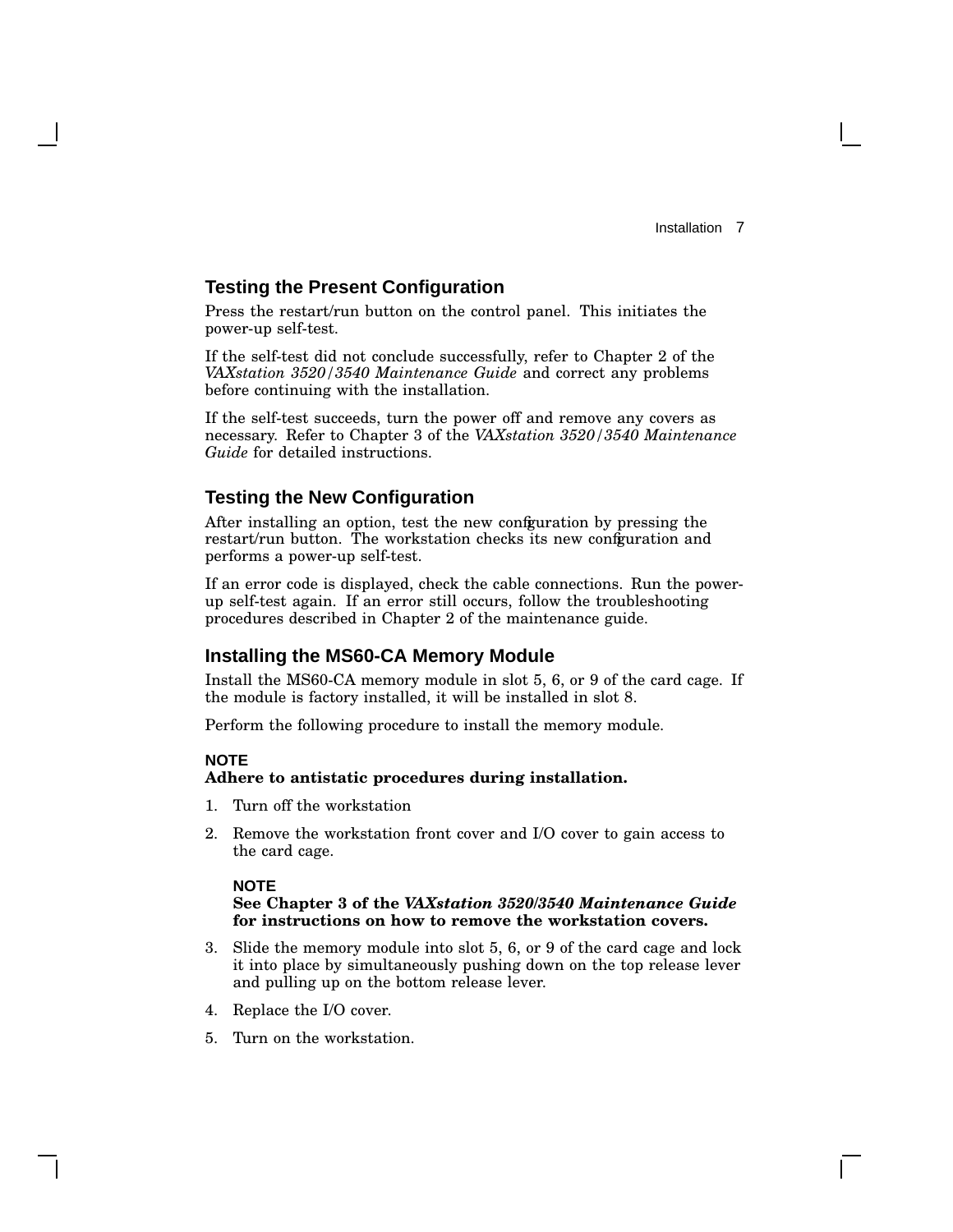## Testing the Present Configuration

Press the restart/run button on the control panel. This initiates the power-up self-test.

If the self-test did not conclude successfully, refer to Chapter 2 of the *VAXstation 3520/3540 Maintenance Guide* and correct any problems before continuing with the installation.

If the self-test succeeds, turn the power off and remove any covers as necessary. Refer to Chapter 3 of the *VAXstation 3520/3540 Maintenance Guide* for detailed instructions.

## Testing the New Configuration

After installing an option, test the new configuration by pressing the restart/run button. The workstation checks its new configuration and performs a power-up self-test.

If an error code is displayed, check the cable connections. Run the power-up self-test again. If an error still occurs, follow the troubleshooting procedures described in Chapter 2 of the maintenance guide.

## Installing the MS60-CA Memory Module

Install the MS60-CA memory module in slot 5, 6, or 9 of the card cage. If the module is factory installed, it will be installed in slot 8.

Perform the following procedure to install the memory module.

**NOTE**
**Adhere to antistatic procedures during installation.**

1. Turn off the workstation
2. Remove the workstation front cover and I/O cover to gain access to the card cage.

   **NOTE**
   **See Chapter 3 of the *VAXstation 3520/3540 Maintenance Guide* for instructions on how to remove the workstation covers.**

3. Slide the memory module into slot 5, 6, or 9 of the card cage and lock it into place by simultaneously pushing down on the top release lever and pulling up on the bottom release lever.
4. Replace the I/O cover.
5. Turn on the workstation.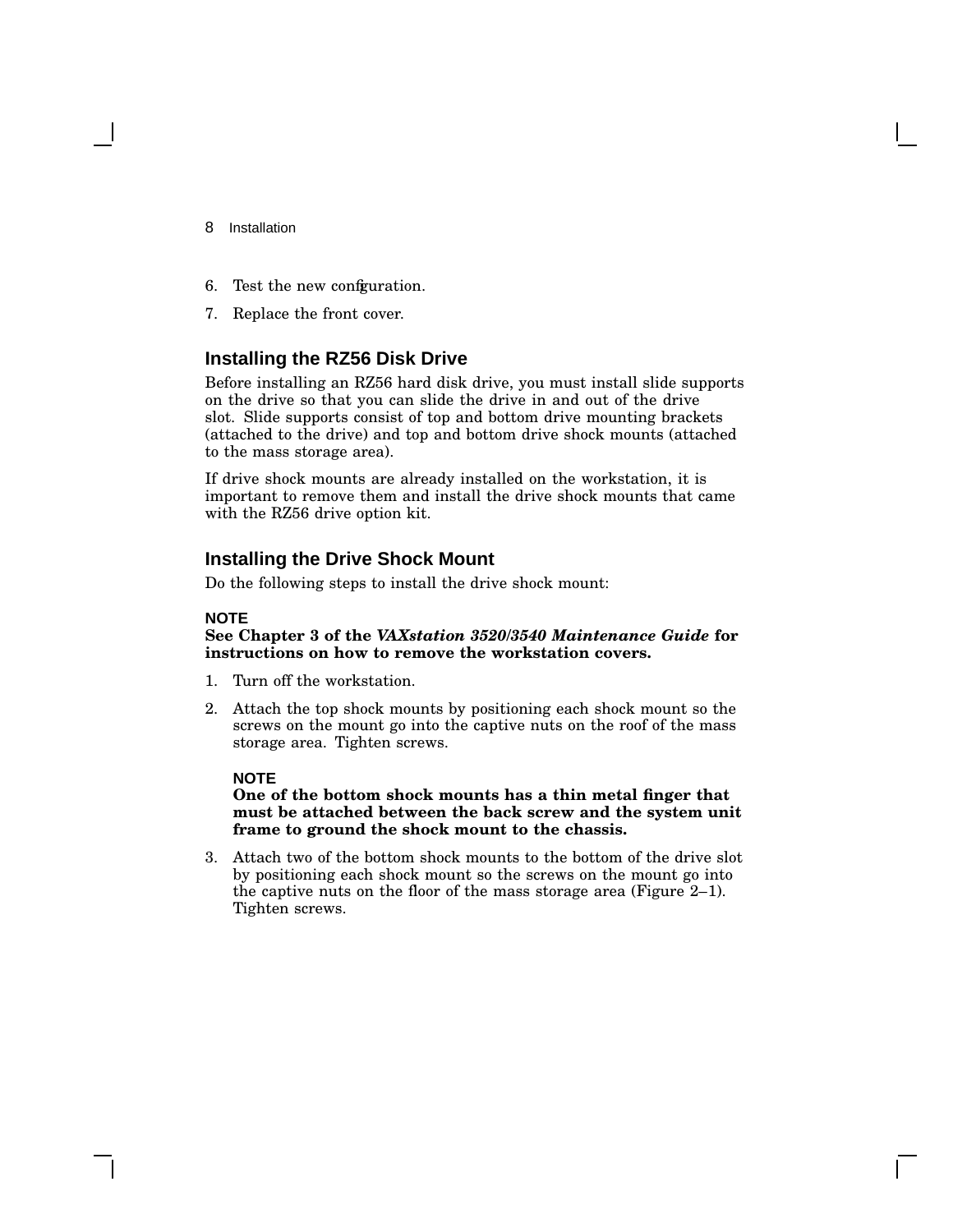6. Test the new configuration.
7. Replace the front cover.

## Installing the RZ56 Disk Drive

Before installing an RZ56 hard disk drive, you must install slide supports on the drive so that you can slide the drive in and out of the drive slot. Slide supports consist of top and bottom drive mounting brackets (attached to the drive) and top and bottom drive shock mounts (attached to the mass storage area).

If drive shock mounts are already installed on the workstation, it is important to remove them and install the drive shock mounts that came with the RZ56 drive option kit.

## Installing the Drive Shock Mount

Do the following steps to install the drive shock mount:

**NOTE**
**See Chapter 3 of the *VAXstation 3520/3540 Maintenance Guide* for instructions on how to remove the workstation covers.**

1. Turn off the workstation.
2. Attach the top shock mounts by positioning each shock mount so the screws on the mount go into the captive nuts on the roof of the mass storage area. Tighten screws.

   **NOTE**
   **One of the bottom shock mounts has a thin metal finger that must be attached between the back screw and the system unit frame to ground the shock mount to the chassis.**

3. Attach two of the bottom shock mounts to the bottom of the drive slot by positioning each shock mount so the screws on the mount go into the captive nuts on the floor of the mass storage area (Figure 2–1). Tighten screws.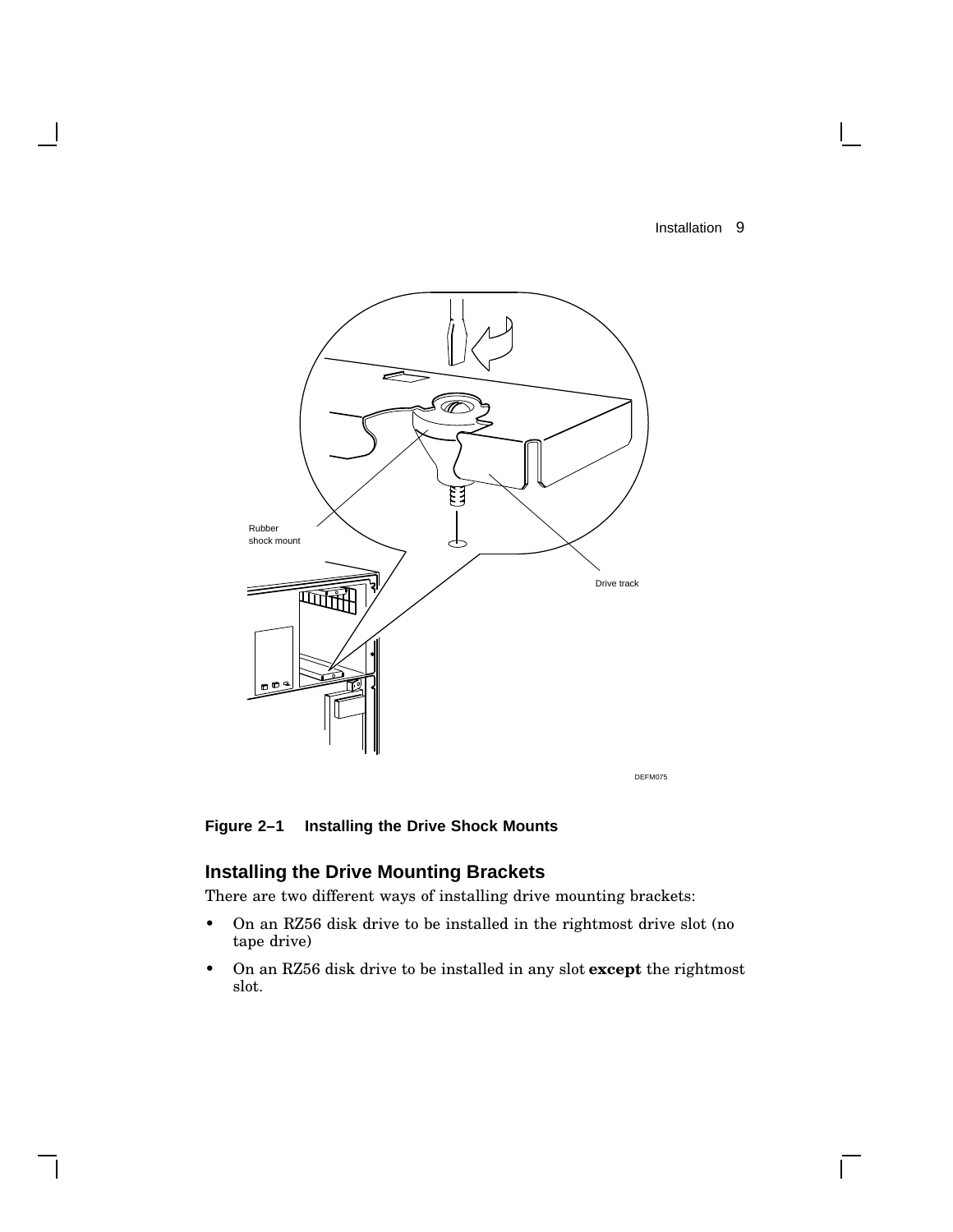Figure 2–1 Installing the Drive Shock Mounts

## Installing the Drive Mounting Brackets

There are two different ways of installing drive mounting brackets:

- On an RZ56 disk drive to be installed in the rightmost drive slot (no tape drive)
- On an RZ56 disk drive to be installed in any slot **except** the rightmost slot.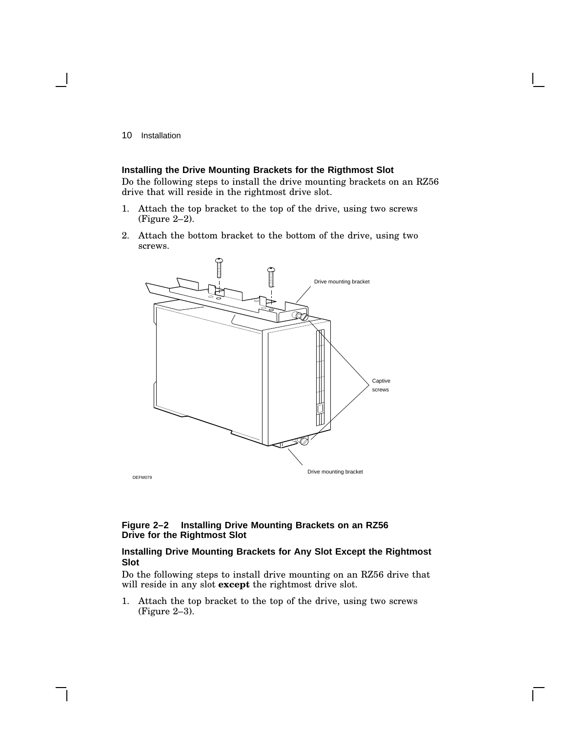### Installing the Drive Mounting Brackets for the Rigthmost Slot

Do the following steps to install the drive mounting brackets on an RZ56 drive that will reside in the rightmost drive slot.

1. Attach the top bracket to the top of the drive, using two screws (Figure 2–2).
2. Attach the bottom bracket to the bottom of the drive, using two screws.

**Figure 2–2 Installing Drive Mounting Brackets on an RZ56 Drive for the Rightmost Slot**

### Installing Drive Mounting Brackets for Any Slot Except the Rightmost Slot

Do the following steps to install drive mounting on an RZ56 drive that will reside in any slot **except** the rightmost drive slot.

1. Attach the top bracket to the top of the drive, using two screws (Figure 2–3).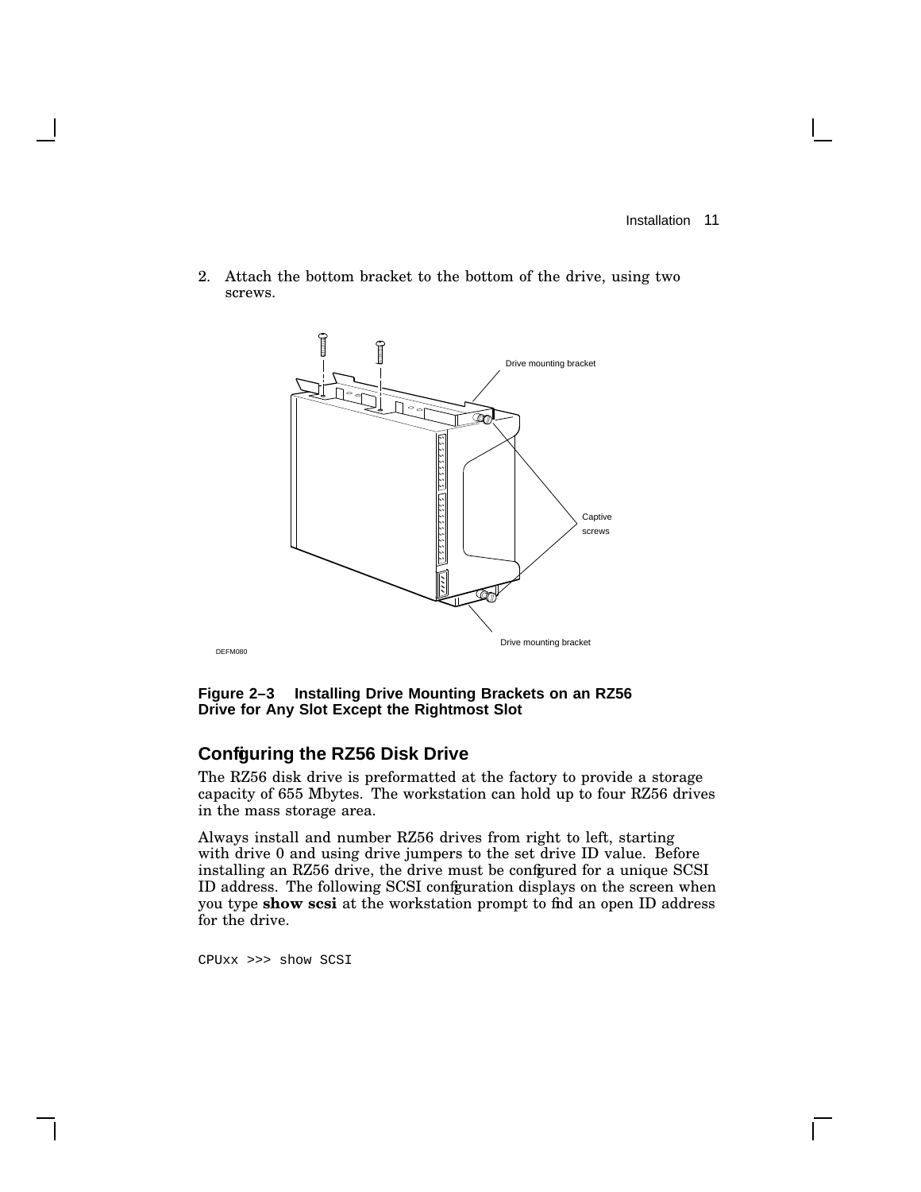2. Attach the bottom bracket to the bottom of the drive, using two screws.

Drive mounting bracket

Captive screws

Drive mounting bracket

DEFM080

**Figure 2–3 Installing Drive Mounting Brackets on an RZ56 Drive for Any Slot Except the Rightmost Slot**

## Configuring the RZ56 Disk Drive

The RZ56 disk drive is preformatted at the factory to provide a storage capacity of 655 Mbytes. The workstation can hold up to four RZ56 drives in the mass storage area.

Always install and number RZ56 drives from right to left, starting with drive 0 and using drive jumpers to the set drive ID value. Before installing an RZ56 drive, the drive must be configured for a unique SCSI ID address. The following SCSI configuration displays on the screen when you type **show scsi** at the workstation prompt to find an open ID address for the drive.

```
CPUxx >>> show SCSI
```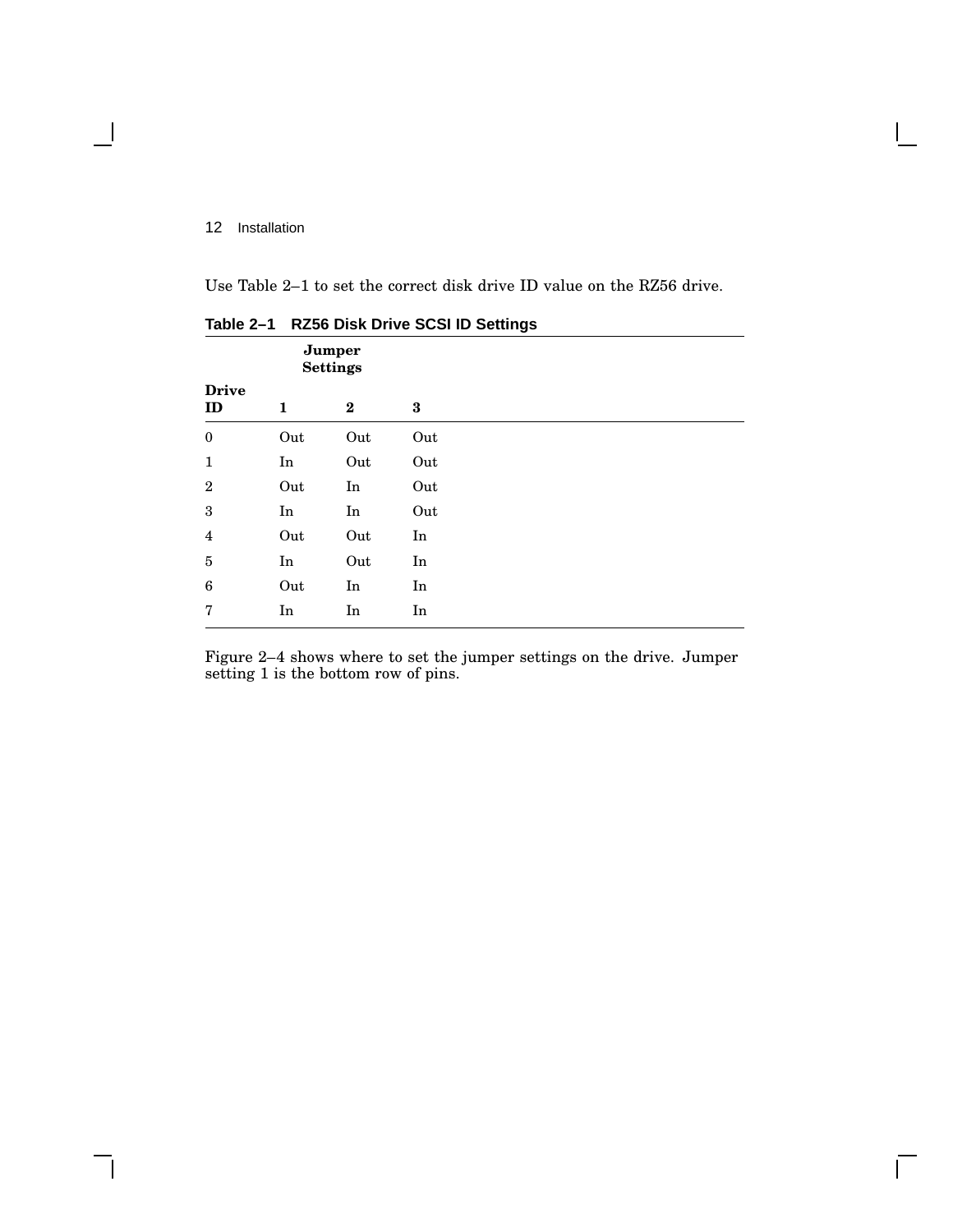Use Table 2–1 to set the correct disk drive ID value on the RZ56 drive.

**Table 2–1 RZ56 Disk Drive SCSI ID Settings**

| Drive ID | Jumper Settings 1 | 2 | 3 |
|---|---|---|---|
| 0 | Out | Out | Out |
| 1 | In | Out | Out |
| 2 | Out | In | Out |
| 3 | In | In | Out |
| 4 | Out | Out | In |
| 5 | In | Out | In |
| 6 | Out | In | In |
| 7 | In | In | In |

Figure 2–4 shows where to set the jumper settings on the drive. Jumper setting 1 is the bottom row of pins.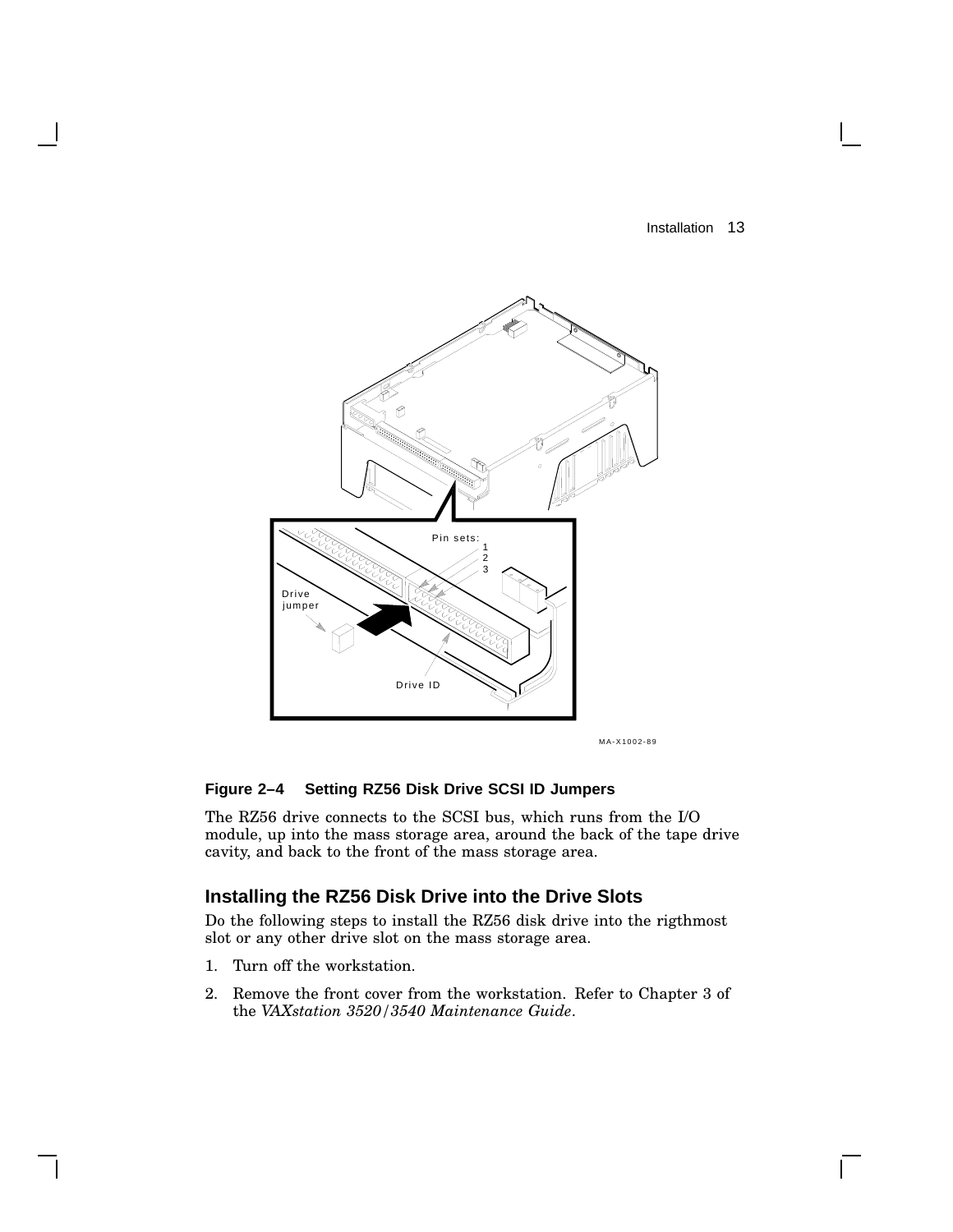**Figure 2–4 Setting RZ56 Disk Drive SCSI ID Jumpers**

The RZ56 drive connects to the SCSI bus, which runs from the I/O module, up into the mass storage area, around the back of the tape drive cavity, and back to the front of the mass storage area.

## Installing the RZ56 Disk Drive into the Drive Slots

Do the following steps to install the RZ56 disk drive into the rigthmost slot or any other drive slot on the mass storage area.

1. Turn off the workstation.
2. Remove the front cover from the workstation. Refer to Chapter 3 of the *VAXstation 3520/3540 Maintenance Guide*.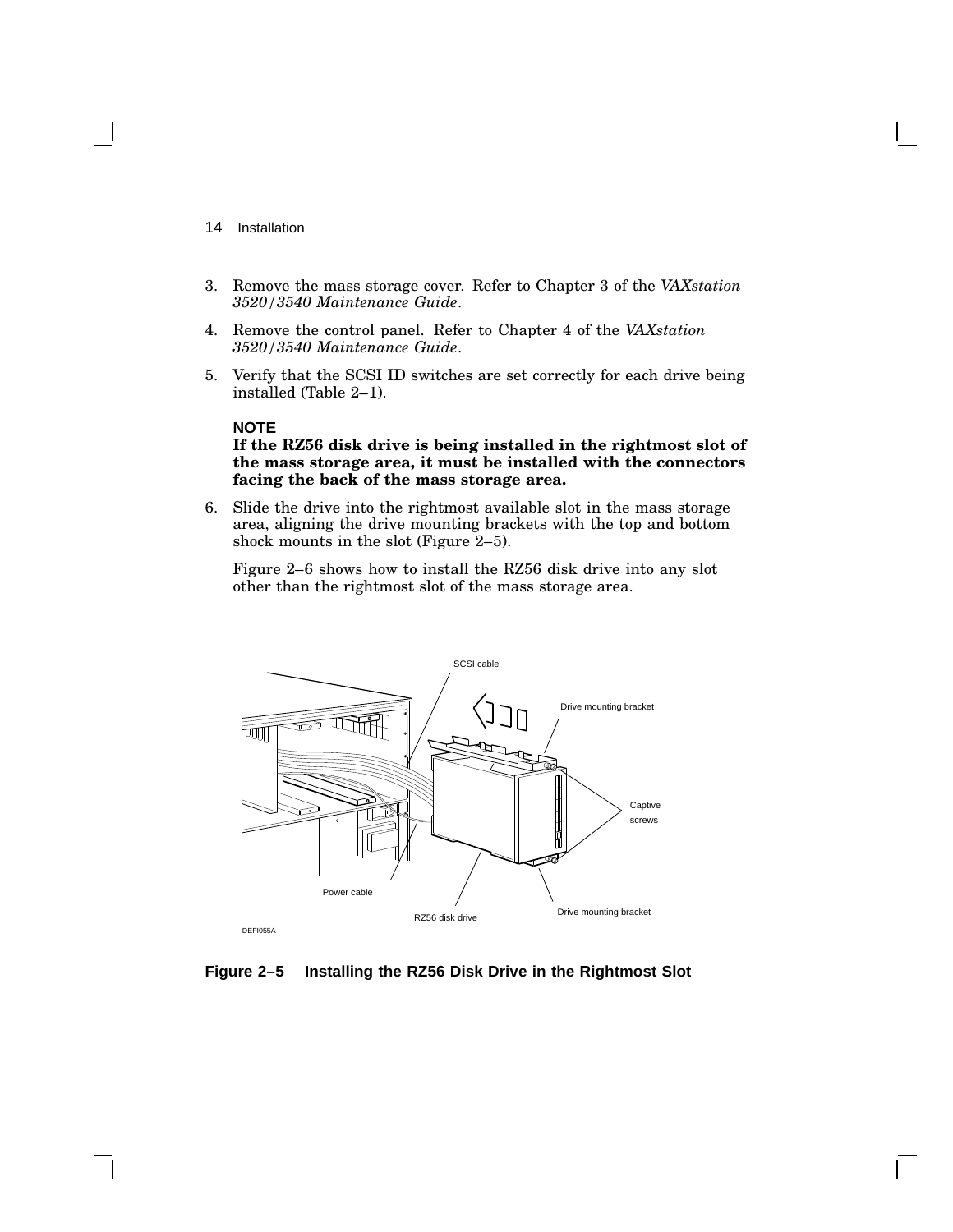3. Remove the mass storage cover. Refer to Chapter 3 of the *VAXstation 3520/3540 Maintenance Guide*.
4. Remove the control panel. Refer to Chapter 4 of the *VAXstation 3520/3540 Maintenance Guide*.
5. Verify that the SCSI ID switches are set correctly for each drive being installed (Table 2–1).

**NOTE**

**If the RZ56 disk drive is being installed in the rightmost slot of the mass storage area, it must be installed with the connectors facing the back of the mass storage area.**

6. Slide the drive into the rightmost available slot in the mass storage area, aligning the drive mounting brackets with the top and bottom shock mounts in the slot (Figure 2–5).

   Figure 2–6 shows how to install the RZ56 disk drive into any slot other than the rightmost slot of the mass storage area.

**Figure 2–5 Installing the RZ56 Disk Drive in the Rightmost Slot**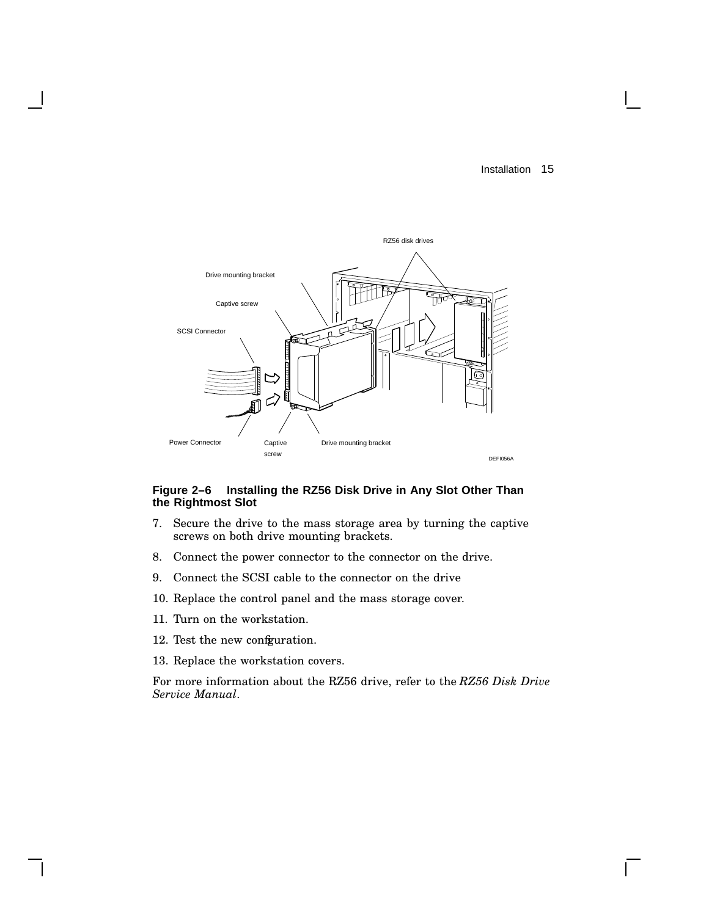**Figure 2–6 Installing the RZ56 Disk Drive in Any Slot Other Than the Rightmost Slot**

7. Secure the drive to the mass storage area by turning the captive screws on both drive mounting brackets.
8. Connect the power connector to the connector on the drive.
9. Connect the SCSI cable to the connector on the drive
10. Replace the control panel and the mass storage cover.
11. Turn on the workstation.
12. Test the new configuration.
13. Replace the workstation covers.

For more information about the RZ56 drive, refer to the *RZ56 Disk Drive Service Manual*.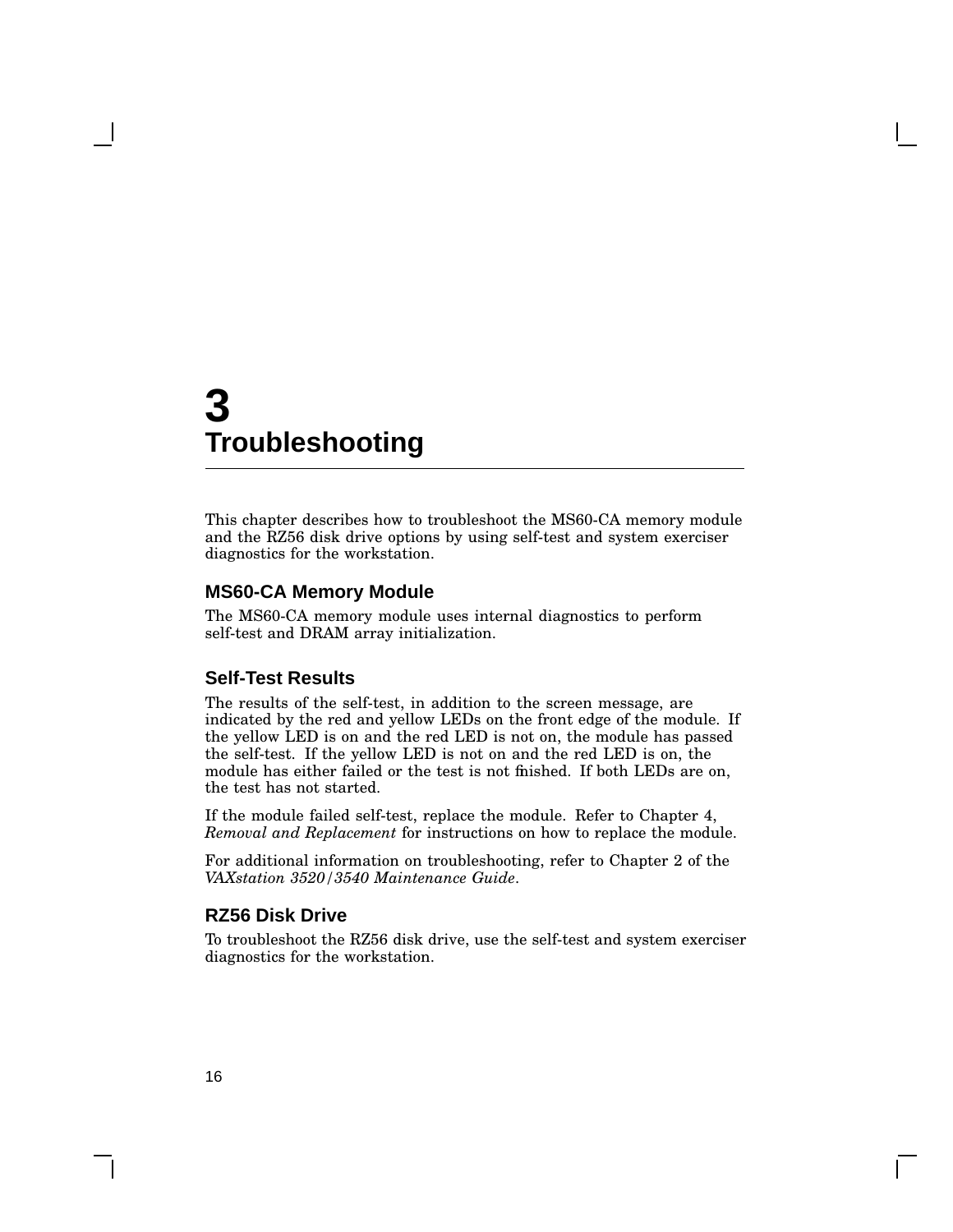# 3 Troubleshooting

This chapter describes how to troubleshoot the MS60-CA memory module and the RZ56 disk drive options by using self-test and system exerciser diagnostics for the workstation.

## MS60-CA Memory Module

The MS60-CA memory module uses internal diagnostics to perform self-test and DRAM array initialization.

### Self-Test Results

The results of the self-test, in addition to the screen message, are indicated by the red and yellow LEDs on the front edge of the module. If the yellow LED is on and the red LED is not on, the module has passed the self-test. If the yellow LED is not on and the red LED is on, the module has either failed or the test is not finished. If both LEDs are on, the test has not started.

If the module failed self-test, replace the module. Refer to Chapter 4, *Removal and Replacement* for instructions on how to replace the module.

For additional information on troubleshooting, refer to Chapter 2 of the *VAXstation 3520/3540 Maintenance Guide*.

## RZ56 Disk Drive

To troubleshoot the RZ56 disk drive, use the self-test and system exerciser diagnostics for the workstation.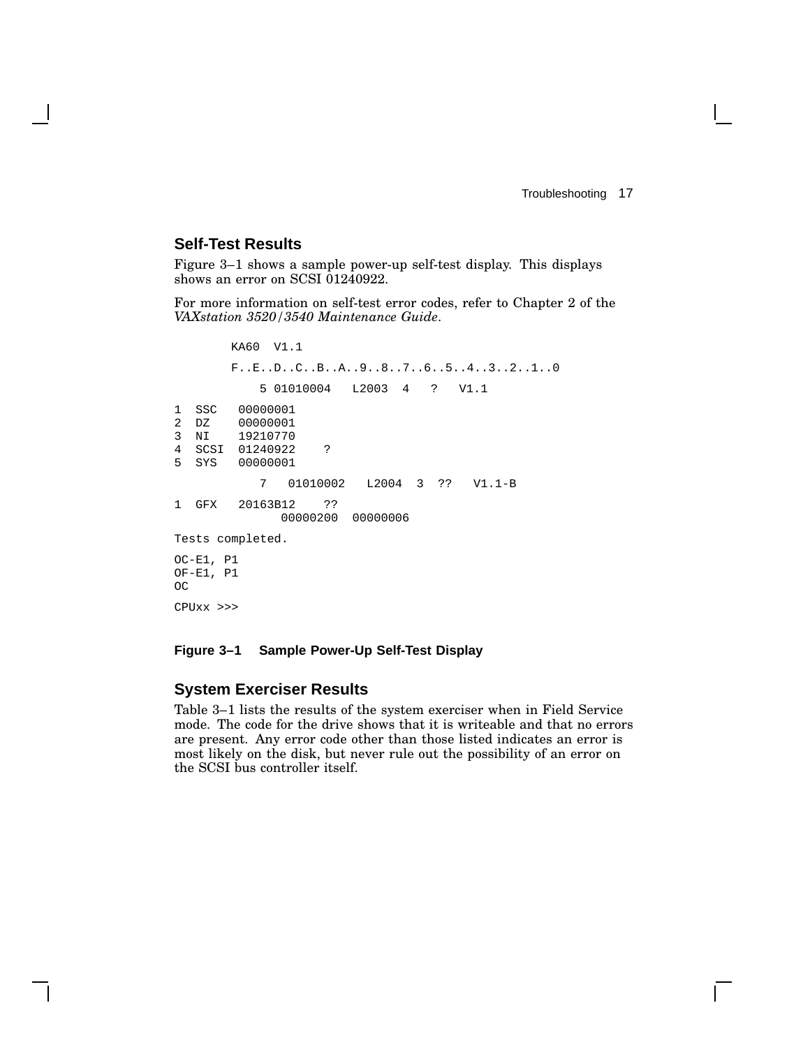## Self-Test Results

Figure 3–1 shows a sample power-up self-test display. This displays shows an error on SCSI 01240922.

For more information on self-test error codes, refer to Chapter 2 of the *VAXstation 3520/3540 Maintenance Guide*.

```
        KA60  V1.1

        F..E..D..C..B..A..9..8..7..6..5..4..3..2..1..0

            5 01010004   L2003  4   ?   V1.1

1  SSC   00000001
2  DZ    00000001
3  NI    19210770
4  SCSI  01240922    ?
5  SYS   00000001

            7   01010002   L2004  3  ??   V1.1-B

1  GFX   20163B12    ??
               00000200  00000006

Tests completed.

OC-E1, P1
OF-E1, P1
OC

CPUxx >>>
```

**Figure 3–1 Sample Power-Up Self-Test Display**

## System Exerciser Results

Table 3–1 lists the results of the system exerciser when in Field Service mode. The code for the drive shows that it is writeable and that no errors are present. Any error code other than those listed indicates an error is most likely on the disk, but never rule out the possibility of an error on the SCSI bus controller itself.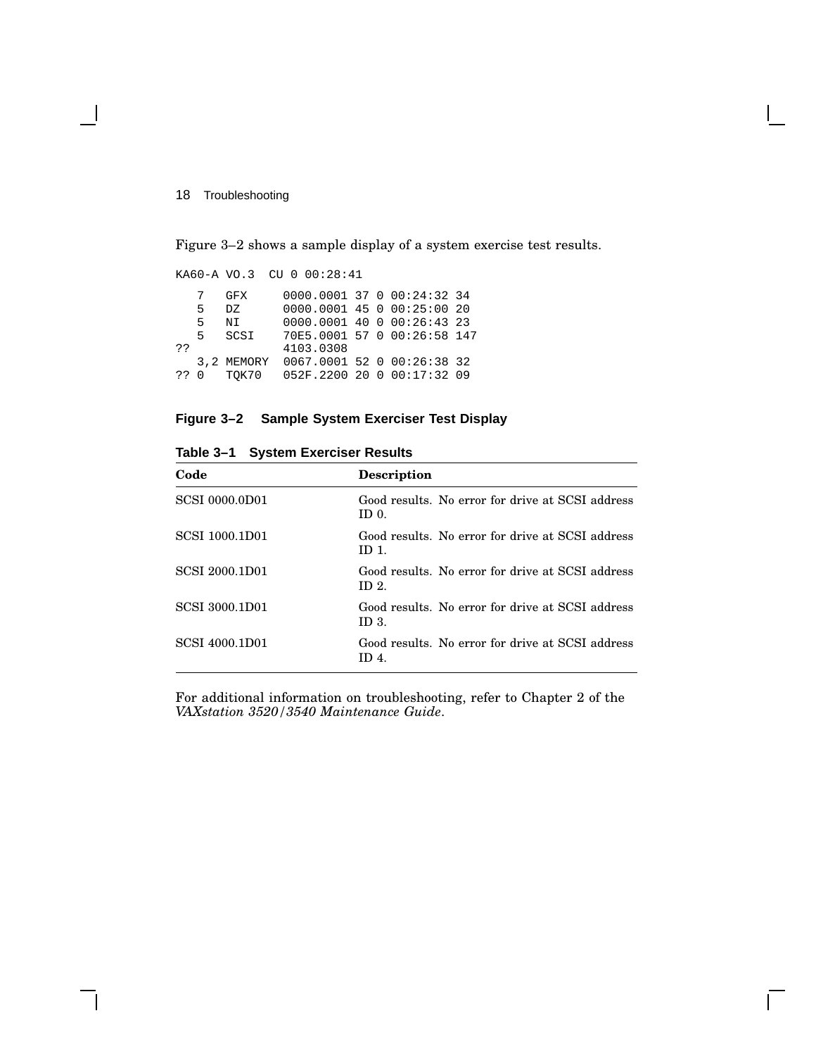Figure 3–2 shows a sample display of a system exercise test results.

```
KA60-A VO.3  CU 0 00:28:41

   7   GFX     0000.0001 37 0 00:24:32 34
   5   DZ      0000.0001 45 0 00:25:00 20
   5   NI      0000.0001 40 0 00:26:43 23
   5   SCSI    70E5.0001 57 0 00:26:58 147
??             4103.0308
   3,2 MEMORY  0067.0001 52 0 00:26:38 32
?? 0   TQK70   052F.2200 20 0 00:17:32 09
```

**Figure 3–2 Sample System Exerciser Test Display**

**Table 3–1 System Exerciser Results**

| Code | Description |
|---|---|
| SCSI 0000.0D01 | Good results. No error for drive at SCSI address ID 0. |
| SCSI 1000.1D01 | Good results. No error for drive at SCSI address ID 1. |
| SCSI 2000.1D01 | Good results. No error for drive at SCSI address ID 2. |
| SCSI 3000.1D01 | Good results. No error for drive at SCSI address ID 3. |
| SCSI 4000.1D01 | Good results. No error for drive at SCSI address ID 4. |

For additional information on troubleshooting, refer to Chapter 2 of the *VAXstation 3520/3540 Maintenance Guide*.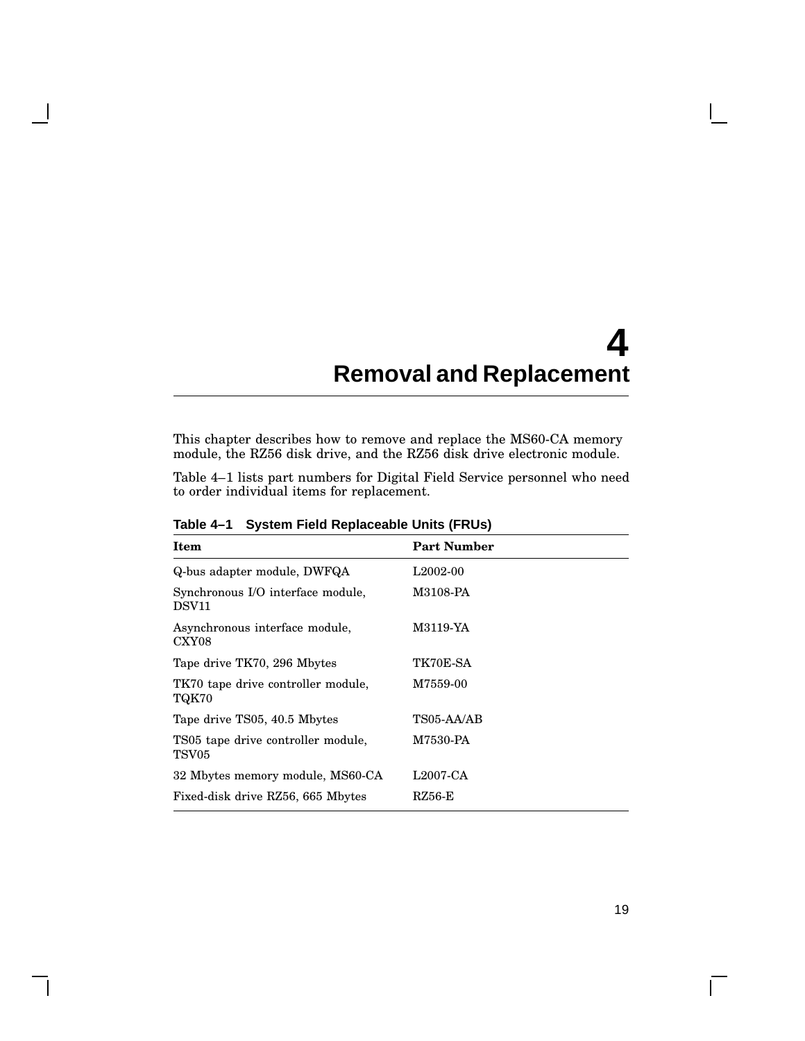# 4 Removal and Replacement

This chapter describes how to remove and replace the MS60-CA memory module, the RZ56 disk drive, and the RZ56 disk drive electronic module.

Table 4–1 lists part numbers for Digital Field Service personnel who need to order individual items for replacement.

**Table 4–1 System Field Replaceable Units (FRUs)**

| Item | Part Number |
|---|---|
| Q-bus adapter module, DWFQA | L2002-00 |
| Synchronous I/O interface module, DSV11 | M3108-PA |
| Asynchronous interface module, CXY08 | M3119-YA |
| Tape drive TK70, 296 Mbytes | TK70E-SA |
| TK70 tape drive controller module, TQK70 | M7559-00 |
| Tape drive TS05, 40.5 Mbytes | TS05-AA/AB |
| TS05 tape drive controller module, TSV05 | M7530-PA |
| 32 Mbytes memory module, MS60-CA | L2007-CA |
| Fixed-disk drive RZ56, 665 Mbytes | RZ56-E |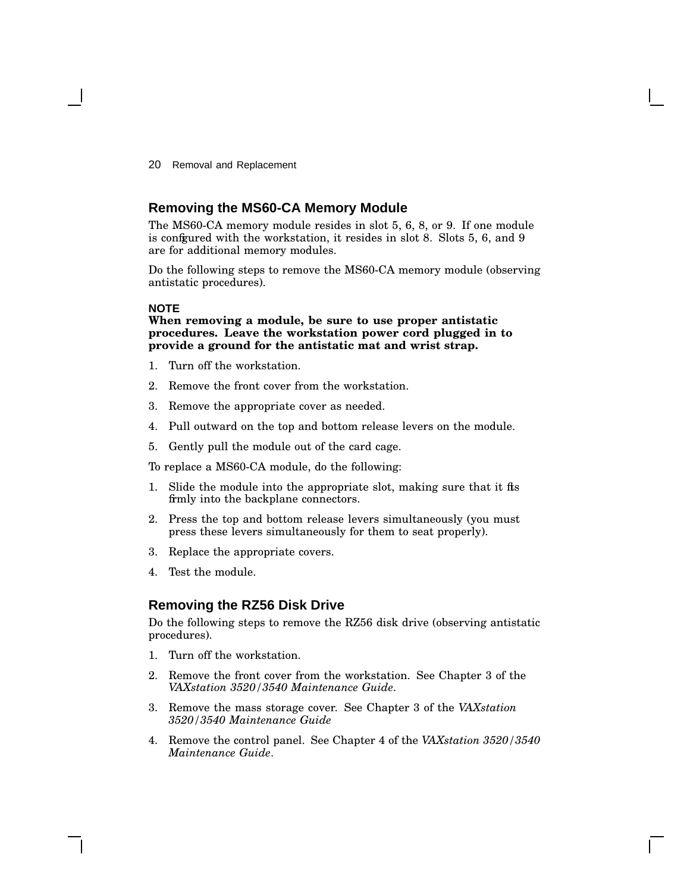## Removing the MS60-CA Memory Module

The MS60-CA memory module resides in slot 5, 6, 8, or 9. If one module is configured with the workstation, it resides in slot 8. Slots 5, 6, and 9 are for additional memory modules.

Do the following steps to remove the MS60-CA memory module (observing antistatic procedures).

**NOTE**
**When removing a module, be sure to use proper antistatic procedures. Leave the workstation power cord plugged in to provide a ground for the antistatic mat and wrist strap.**

1. Turn off the workstation.
2. Remove the front cover from the workstation.
3. Remove the appropriate cover as needed.
4. Pull outward on the top and bottom release levers on the module.
5. Gently pull the module out of the card cage.

To replace a MS60-CA module, do the following:

1. Slide the module into the appropriate slot, making sure that it fits firmly into the backplane connectors.
2. Press the top and bottom release levers simultaneously (you must press these levers simultaneously for them to seat properly).
3. Replace the appropriate covers.
4. Test the module.

## Removing the RZ56 Disk Drive

Do the following steps to remove the RZ56 disk drive (observing antistatic procedures).

1. Turn off the workstation.
2. Remove the front cover from the workstation. See Chapter 3 of the *VAXstation 3520/3540 Maintenance Guide*.
3. Remove the mass storage cover. See Chapter 3 of the *VAXstation 3520/3540 Maintenance Guide*
4. Remove the control panel. See Chapter 4 of the *VAXstation 3520/3540 Maintenance Guide*.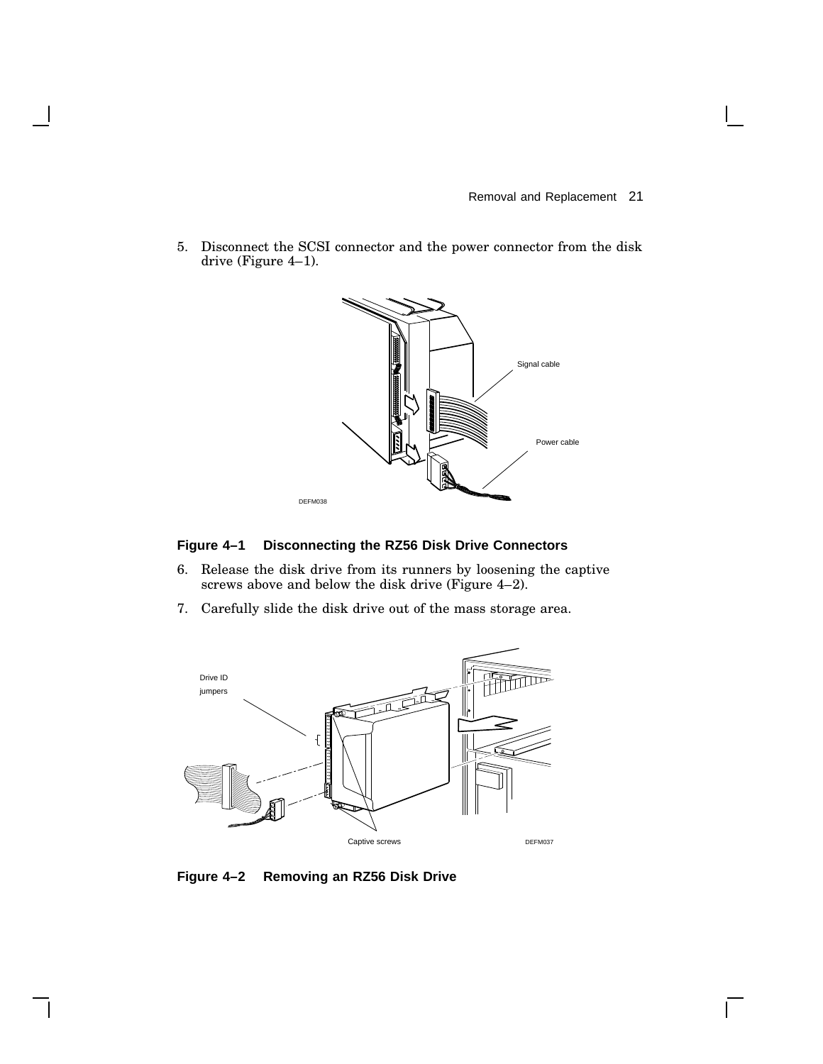5. Disconnect the SCSI connector and the power connector from the disk drive (Figure 4–1).

**Figure 4–1 Disconnecting the RZ56 Disk Drive Connectors**

6. Release the disk drive from its runners by loosening the captive screws above and below the disk drive (Figure 4–2).
7. Carefully slide the disk drive out of the mass storage area.

**Figure 4–2 Removing an RZ56 Disk Drive**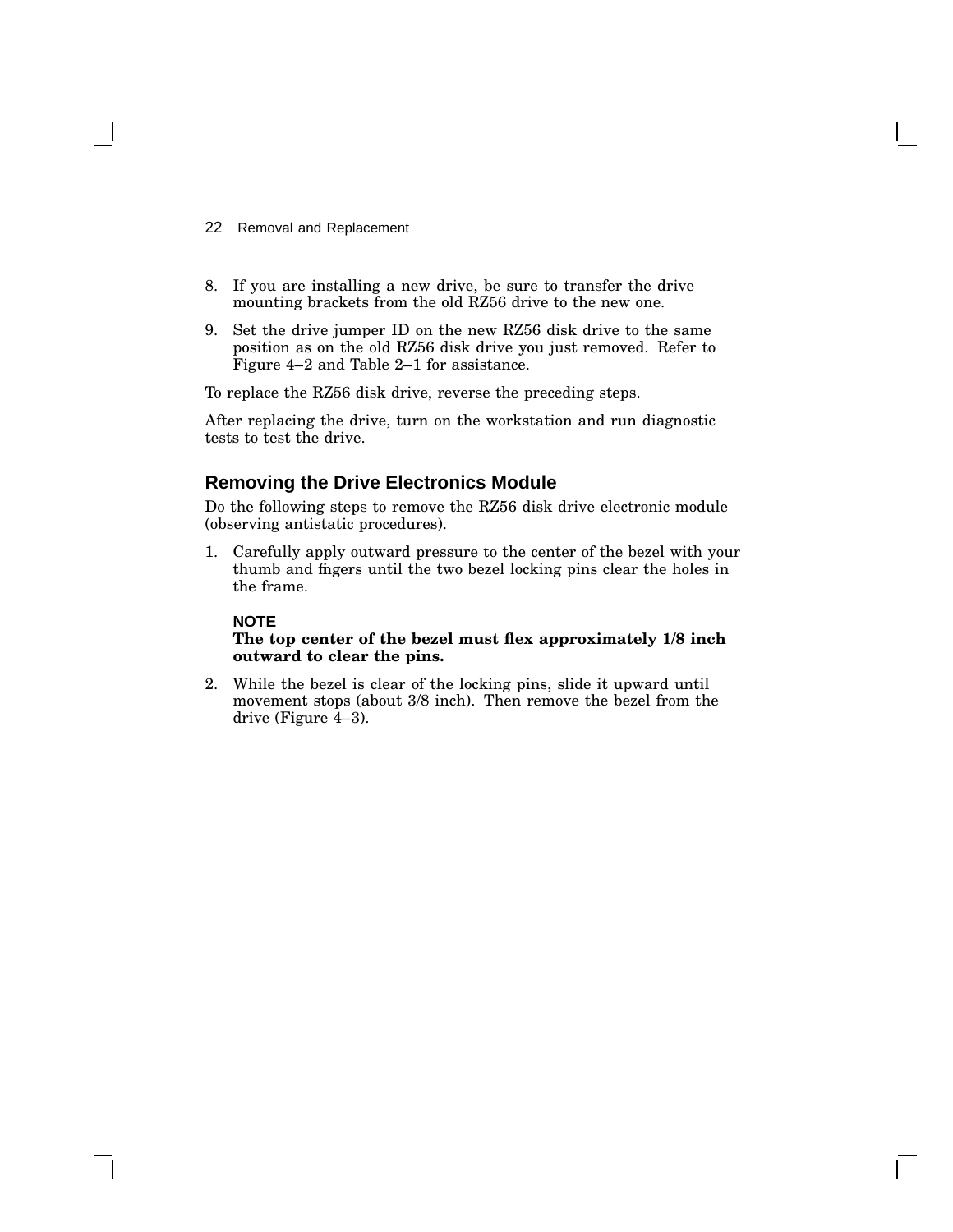8. If you are installing a new drive, be sure to transfer the drive mounting brackets from the old RZ56 drive to the new one.
9. Set the drive jumper ID on the new RZ56 disk drive to the same position as on the old RZ56 disk drive you just removed. Refer to Figure 4–2 and Table 2–1 for assistance.

To replace the RZ56 disk drive, reverse the preceding steps.

After replacing the drive, turn on the workstation and run diagnostic tests to test the drive.

## Removing the Drive Electronics Module

Do the following steps to remove the RZ56 disk drive electronic module (observing antistatic procedures).

1. Carefully apply outward pressure to the center of the bezel with your thumb and fingers until the two bezel locking pins clear the holes in the frame.

   **NOTE**
   **The top center of the bezel must flex approximately 1/8 inch outward to clear the pins.**

2. While the bezel is clear of the locking pins, slide it upward until movement stops (about 3/8 inch). Then remove the bezel from the drive (Figure 4–3).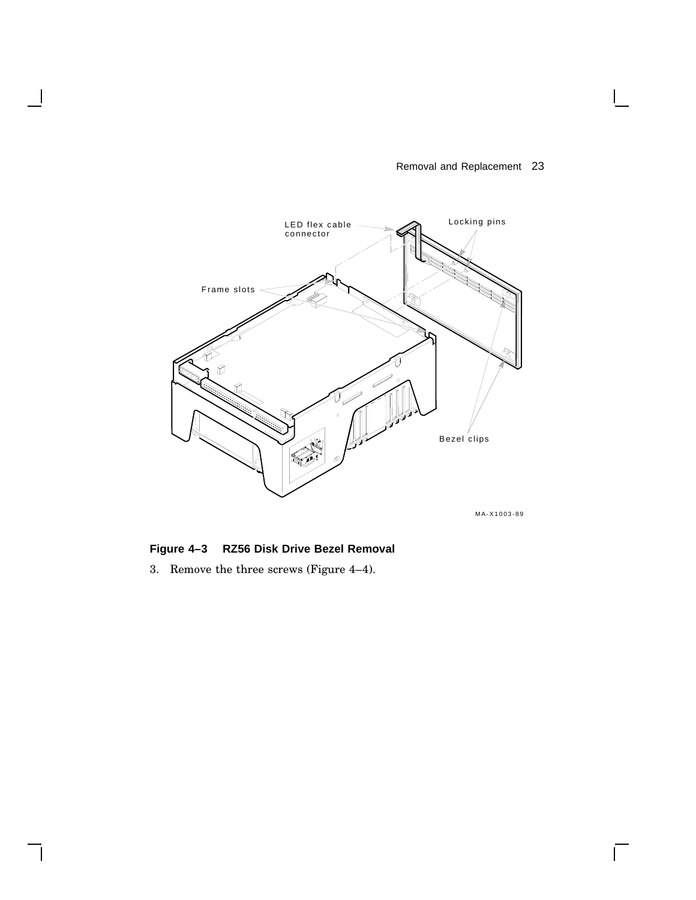**Figure 4–3 RZ56 Disk Drive Bezel Removal**

3. Remove the three screws (Figure 4–4).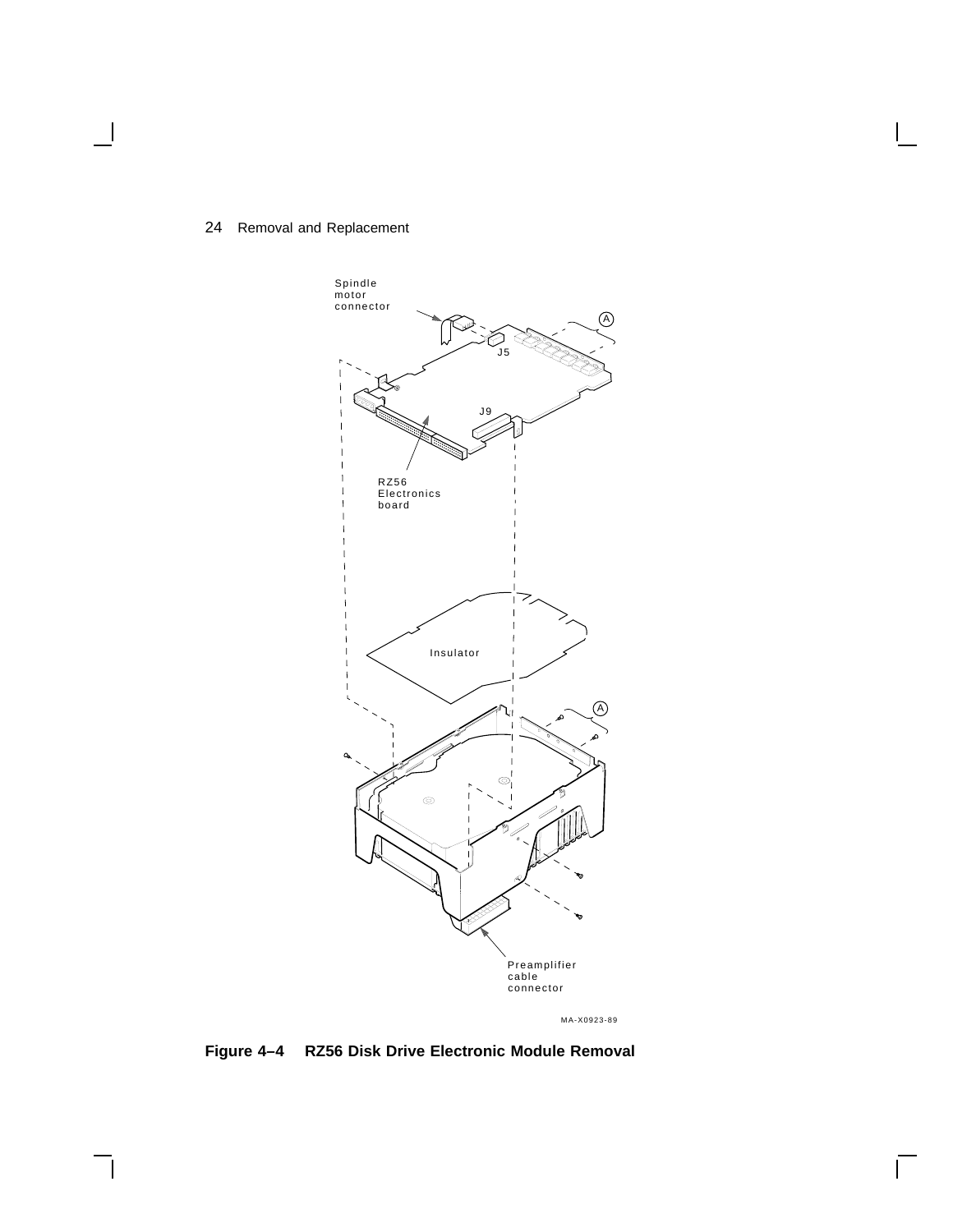Spindle motor connector

J5

A

J9

RZ56 Electronics board

Insulator

A

Preamplifier cable connector

MA-X0923-89

**Figure 4–4 RZ56 Disk Drive Electronic Module Removal**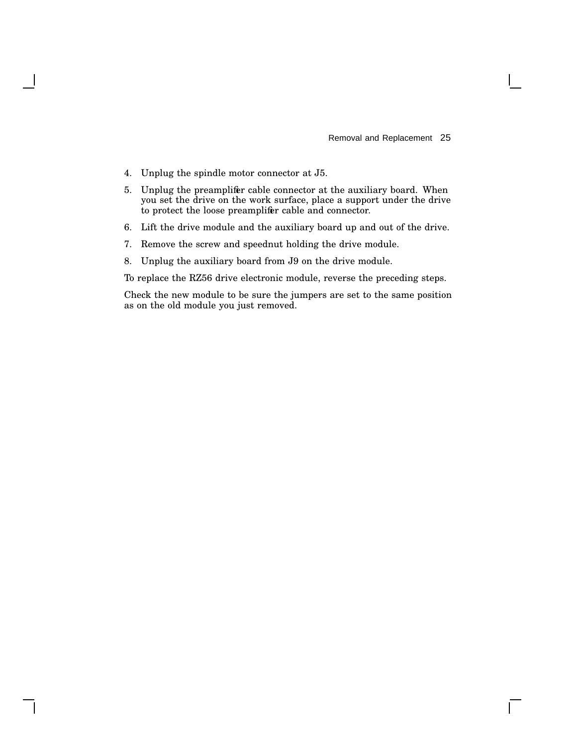4. Unplug the spindle motor connector at J5.
5. Unplug the preamplifier cable connector at the auxiliary board. When you set the drive on the work surface, place a support under the drive to protect the loose preamplifier cable and connector.
6. Lift the drive module and the auxiliary board up and out of the drive.
7. Remove the screw and speednut holding the drive module.
8. Unplug the auxiliary board from J9 on the drive module.

To replace the RZ56 drive electronic module, reverse the preceding steps.

Check the new module to be sure the jumpers are set to the same position as on the old module you just removed.